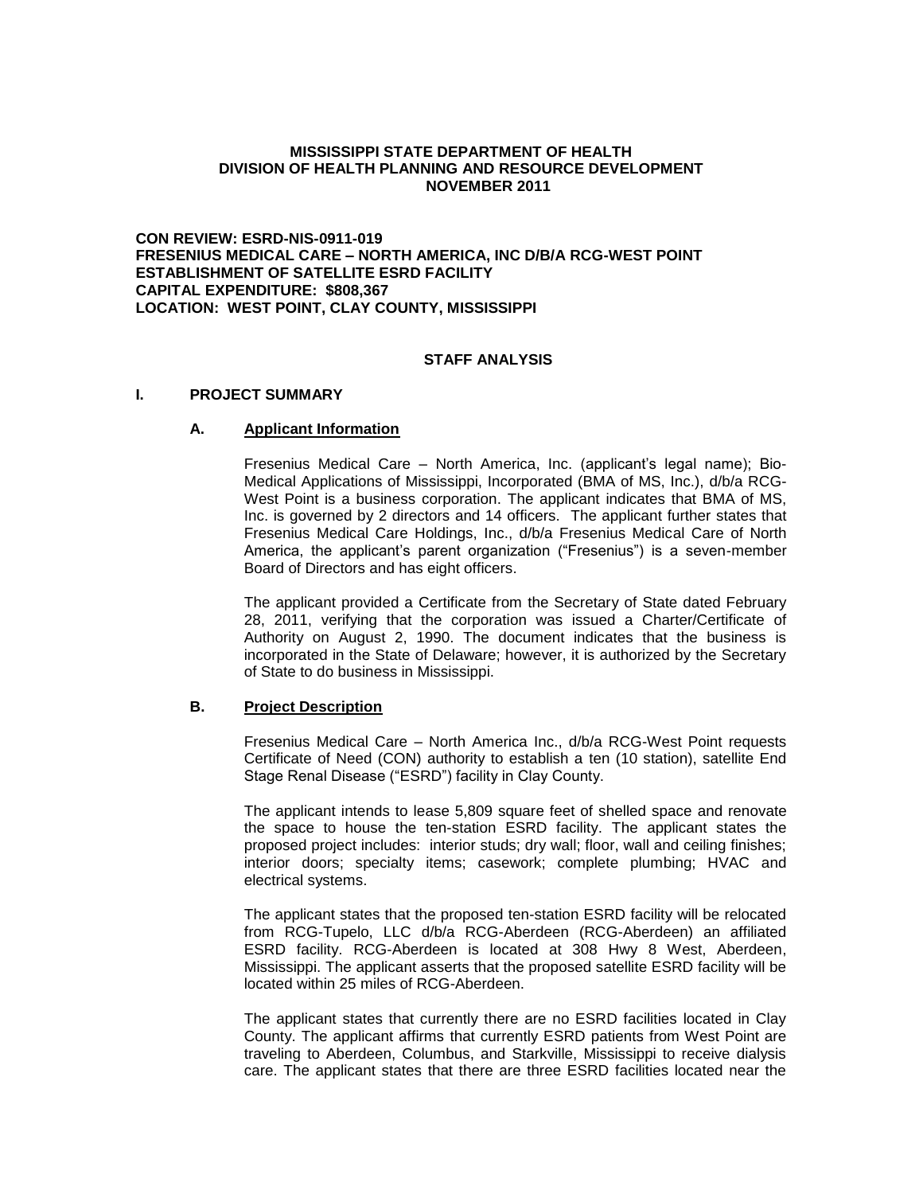**MISSISSIPPI STATE DEPARTMENT OF HEALTH**
**DIVISION OF HEALTH PLANNING AND RESOURCE DEVELOPMENT**
**NOVEMBER 2011**

**CON REVIEW: ESRD-NIS-0911-019**
**FRESENIUS MEDICAL CARE – NORTH AMERICA, INC D/B/A RCG-WEST POINT**
**ESTABLISHMENT OF SATELLITE ESRD FACILITY**
**CAPITAL EXPENDITURE: $808,367**
**LOCATION: WEST POINT, CLAY COUNTY, MISSISSIPPI**

## STAFF ANALYSIS

## I. PROJECT SUMMARY

### A. Applicant Information

Fresenius Medical Care – North America, Inc. (applicant's legal name); Bio-Medical Applications of Mississippi, Incorporated (BMA of MS, Inc.), d/b/a RCG-West Point is a business corporation. The applicant indicates that BMA of MS, Inc. is governed by 2 directors and 14 officers. The applicant further states that Fresenius Medical Care Holdings, Inc., d/b/a Fresenius Medical Care of North America, the applicant's parent organization ("Fresenius") is a seven-member Board of Directors and has eight officers.

The applicant provided a Certificate from the Secretary of State dated February 28, 2011, verifying that the corporation was issued a Charter/Certificate of Authority on August 2, 1990. The document indicates that the business is incorporated in the State of Delaware; however, it is authorized by the Secretary of State to do business in Mississippi.

### B. Project Description

Fresenius Medical Care – North America Inc., d/b/a RCG-West Point requests Certificate of Need (CON) authority to establish a ten (10 station), satellite End Stage Renal Disease ("ESRD") facility in Clay County.

The applicant intends to lease 5,809 square feet of shelled space and renovate the space to house the ten-station ESRD facility. The applicant states the proposed project includes: interior studs; dry wall; floor, wall and ceiling finishes; interior doors; specialty items; casework; complete plumbing; HVAC and electrical systems.

The applicant states that the proposed ten-station ESRD facility will be relocated from RCG-Tupelo, LLC d/b/a RCG-Aberdeen (RCG-Aberdeen) an affiliated ESRD facility. RCG-Aberdeen is located at 308 Hwy 8 West, Aberdeen, Mississippi. The applicant asserts that the proposed satellite ESRD facility will be located within 25 miles of RCG-Aberdeen.

The applicant states that currently there are no ESRD facilities located in Clay County. The applicant affirms that currently ESRD patients from West Point are traveling to Aberdeen, Columbus, and Starkville, Mississippi to receive dialysis care. The applicant states that there are three ESRD facilities located near the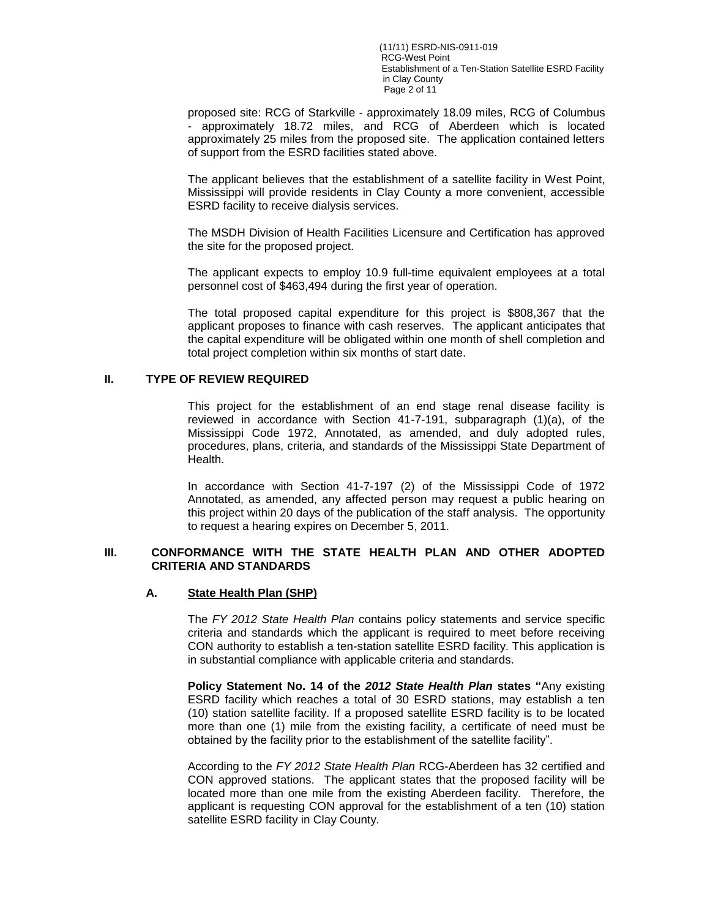proposed site: RCG of Starkville - approximately 18.09 miles, RCG of Columbus - approximately 18.72 miles, and RCG of Aberdeen which is located approximately 25 miles from the proposed site. The application contained letters of support from the ESRD facilities stated above.

The applicant believes that the establishment of a satellite facility in West Point, Mississippi will provide residents in Clay County a more convenient, accessible ESRD facility to receive dialysis services.

The MSDH Division of Health Facilities Licensure and Certification has approved the site for the proposed project.

The applicant expects to employ 10.9 full-time equivalent employees at a total personnel cost of $463,494 during the first year of operation.

The total proposed capital expenditure for this project is $808,367 that the applicant proposes to finance with cash reserves. The applicant anticipates that the capital expenditure will be obligated within one month of shell completion and total project completion within six months of start date.

## II. TYPE OF REVIEW REQUIRED

This project for the establishment of an end stage renal disease facility is reviewed in accordance with Section 41-7-191, subparagraph (1)(a), of the Mississippi Code 1972, Annotated, as amended, and duly adopted rules, procedures, plans, criteria, and standards of the Mississippi State Department of Health.

In accordance with Section 41-7-197 (2) of the Mississippi Code of 1972 Annotated, as amended, any affected person may request a public hearing on this project within 20 days of the publication of the staff analysis. The opportunity to request a hearing expires on December 5, 2011.

## III. CONFORMANCE WITH THE STATE HEALTH PLAN AND OTHER ADOPTED CRITERIA AND STANDARDS

### A. State Health Plan (SHP)

The *FY 2012 State Health Plan* contains policy statements and service specific criteria and standards which the applicant is required to meet before receiving CON authority to establish a ten-station satellite ESRD facility. This application is in substantial compliance with applicable criteria and standards.

**Policy Statement No. 14 of the *2012 State Health Plan* states "**Any existing ESRD facility which reaches a total of 30 ESRD stations, may establish a ten (10) station satellite facility. If a proposed satellite ESRD facility is to be located more than one (1) mile from the existing facility, a certificate of need must be obtained by the facility prior to the establishment of the satellite facility".

According to the *FY 2012 State Health Plan* RCG-Aberdeen has 32 certified and CON approved stations. The applicant states that the proposed facility will be located more than one mile from the existing Aberdeen facility. Therefore, the applicant is requesting CON approval for the establishment of a ten (10) station satellite ESRD facility in Clay County.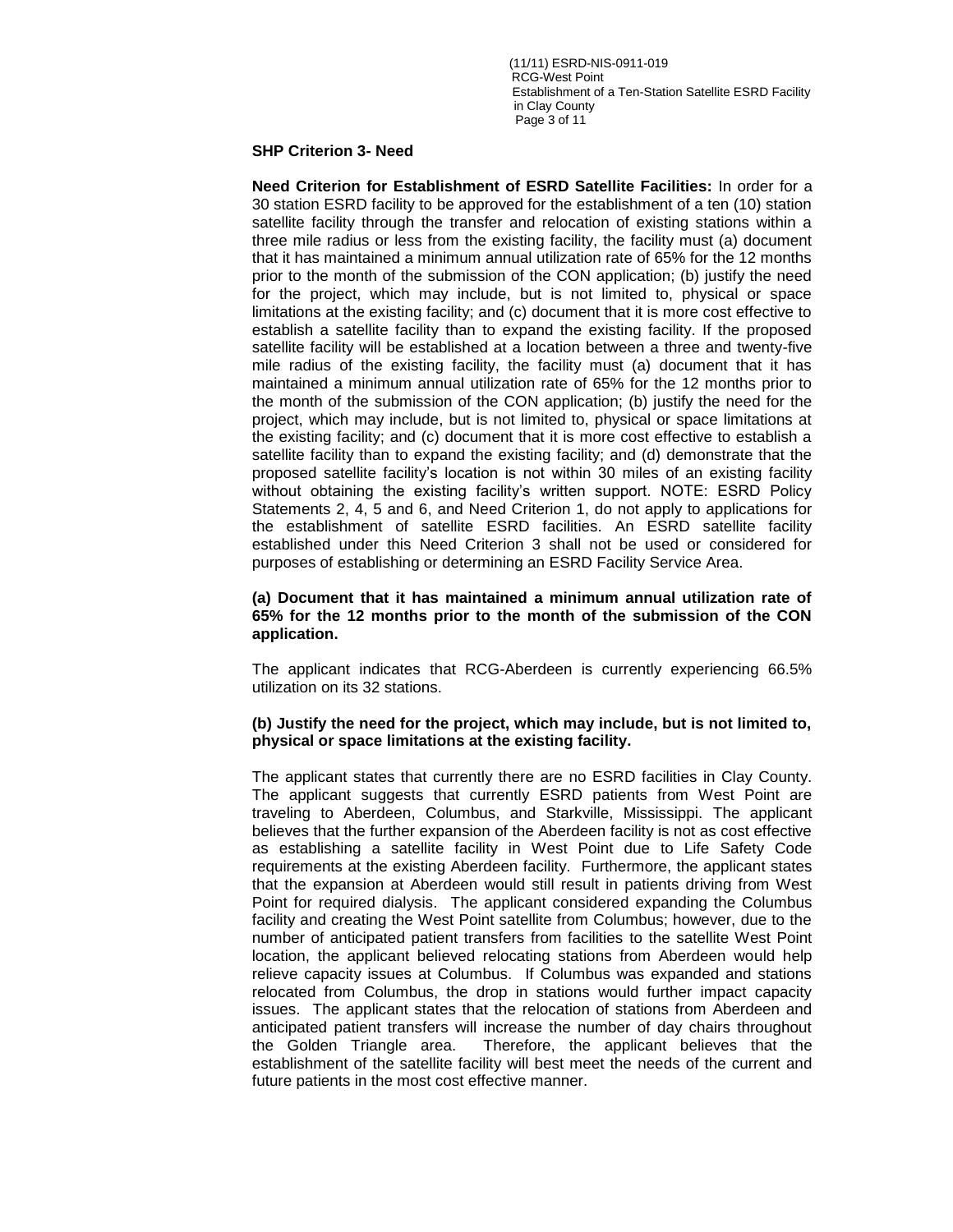**SHP Criterion 3- Need**

**Need Criterion for Establishment of ESRD Satellite Facilities:** In order for a 30 station ESRD facility to be approved for the establishment of a ten (10) station satellite facility through the transfer and relocation of existing stations within a three mile radius or less from the existing facility, the facility must (a) document that it has maintained a minimum annual utilization rate of 65% for the 12 months prior to the month of the submission of the CON application; (b) justify the need for the project, which may include, but is not limited to, physical or space limitations at the existing facility; and (c) document that it is more cost effective to establish a satellite facility than to expand the existing facility. If the proposed satellite facility will be established at a location between a three and twenty-five mile radius of the existing facility, the facility must (a) document that it has maintained a minimum annual utilization rate of 65% for the 12 months prior to the month of the submission of the CON application; (b) justify the need for the project, which may include, but is not limited to, physical or space limitations at the existing facility; and (c) document that it is more cost effective to establish a satellite facility than to expand the existing facility; and (d) demonstrate that the proposed satellite facility's location is not within 30 miles of an existing facility without obtaining the existing facility's written support. NOTE: ESRD Policy Statements 2, 4, 5 and 6, and Need Criterion 1, do not apply to applications for the establishment of satellite ESRD facilities. An ESRD satellite facility established under this Need Criterion 3 shall not be used or considered for purposes of establishing or determining an ESRD Facility Service Area.

**(a) Document that it has maintained a minimum annual utilization rate of 65% for the 12 months prior to the month of the submission of the CON application.**

The applicant indicates that RCG-Aberdeen is currently experiencing 66.5% utilization on its 32 stations.

**(b) Justify the need for the project, which may include, but is not limited to, physical or space limitations at the existing facility.**

The applicant states that currently there are no ESRD facilities in Clay County. The applicant suggests that currently ESRD patients from West Point are traveling to Aberdeen, Columbus, and Starkville, Mississippi. The applicant believes that the further expansion of the Aberdeen facility is not as cost effective as establishing a satellite facility in West Point due to Life Safety Code requirements at the existing Aberdeen facility. Furthermore, the applicant states that the expansion at Aberdeen would still result in patients driving from West Point for required dialysis. The applicant considered expanding the Columbus facility and creating the West Point satellite from Columbus; however, due to the number of anticipated patient transfers from facilities to the satellite West Point location, the applicant believed relocating stations from Aberdeen would help relieve capacity issues at Columbus. If Columbus was expanded and stations relocated from Columbus, the drop in stations would further impact capacity issues. The applicant states that the relocation of stations from Aberdeen and anticipated patient transfers will increase the number of day chairs throughout the Golden Triangle area. Therefore, the applicant believes that the establishment of the satellite facility will best meet the needs of the current and future patients in the most cost effective manner.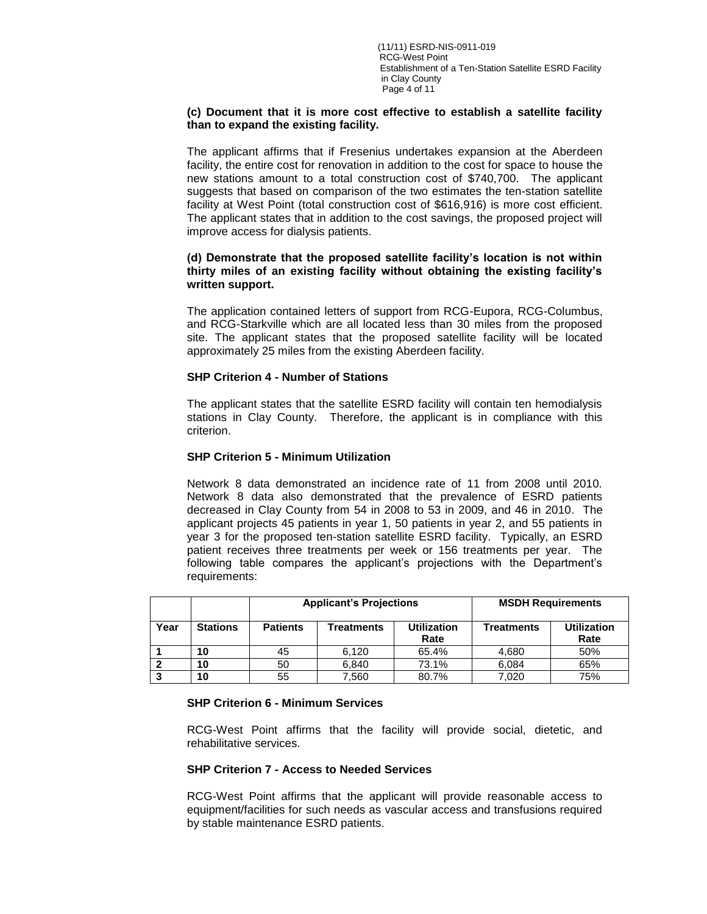**(c) Document that it is more cost effective to establish a satellite facility than to expand the existing facility.**

The applicant affirms that if Fresenius undertakes expansion at the Aberdeen facility, the entire cost for renovation in addition to the cost for space to house the new stations amount to a total construction cost of $740,700. The applicant suggests that based on comparison of the two estimates the ten-station satellite facility at West Point (total construction cost of $616,916) is more cost efficient. The applicant states that in addition to the cost savings, the proposed project will improve access for dialysis patients.

**(d) Demonstrate that the proposed satellite facility's location is not within thirty miles of an existing facility without obtaining the existing facility's written support.**

The application contained letters of support from RCG-Eupora, RCG-Columbus, and RCG-Starkville which are all located less than 30 miles from the proposed site. The applicant states that the proposed satellite facility will be located approximately 25 miles from the existing Aberdeen facility.

**SHP Criterion 4 - Number of Stations**

The applicant states that the satellite ESRD facility will contain ten hemodialysis stations in Clay County. Therefore, the applicant is in compliance with this criterion.

**SHP Criterion 5 - Minimum Utilization**

Network 8 data demonstrated an incidence rate of 11 from 2008 until 2010. Network 8 data also demonstrated that the prevalence of ESRD patients decreased in Clay County from 54 in 2008 to 53 in 2009, and 46 in 2010. The applicant projects 45 patients in year 1, 50 patients in year 2, and 55 patients in year 3 for the proposed ten-station satellite ESRD facility. Typically, an ESRD patient receives three treatments per week or 156 treatments per year. The following table compares the applicant's projections with the Department's requirements:

| | | Applicant's Projections | | | MSDH Requirements | |
|---|---|---|---|---|---|---|
| **Year** | **Stations** | **Patients** | **Treatments** | **Utilization Rate** | **Treatments** | **Utilization Rate** |
| **1** | **10** | 45 | 6,120 | 65.4% | 4,680 | 50% |
| **2** | **10** | 50 | 6,840 | 73.1% | 6,084 | 65% |
| **3** | **10** | 55 | 7,560 | 80.7% | 7,020 | 75% |

**SHP Criterion 6 - Minimum Services**

RCG-West Point affirms that the facility will provide social, dietetic, and rehabilitative services.

**SHP Criterion 7 - Access to Needed Services**

RCG-West Point affirms that the applicant will provide reasonable access to equipment/facilities for such needs as vascular access and transfusions required by stable maintenance ESRD patients.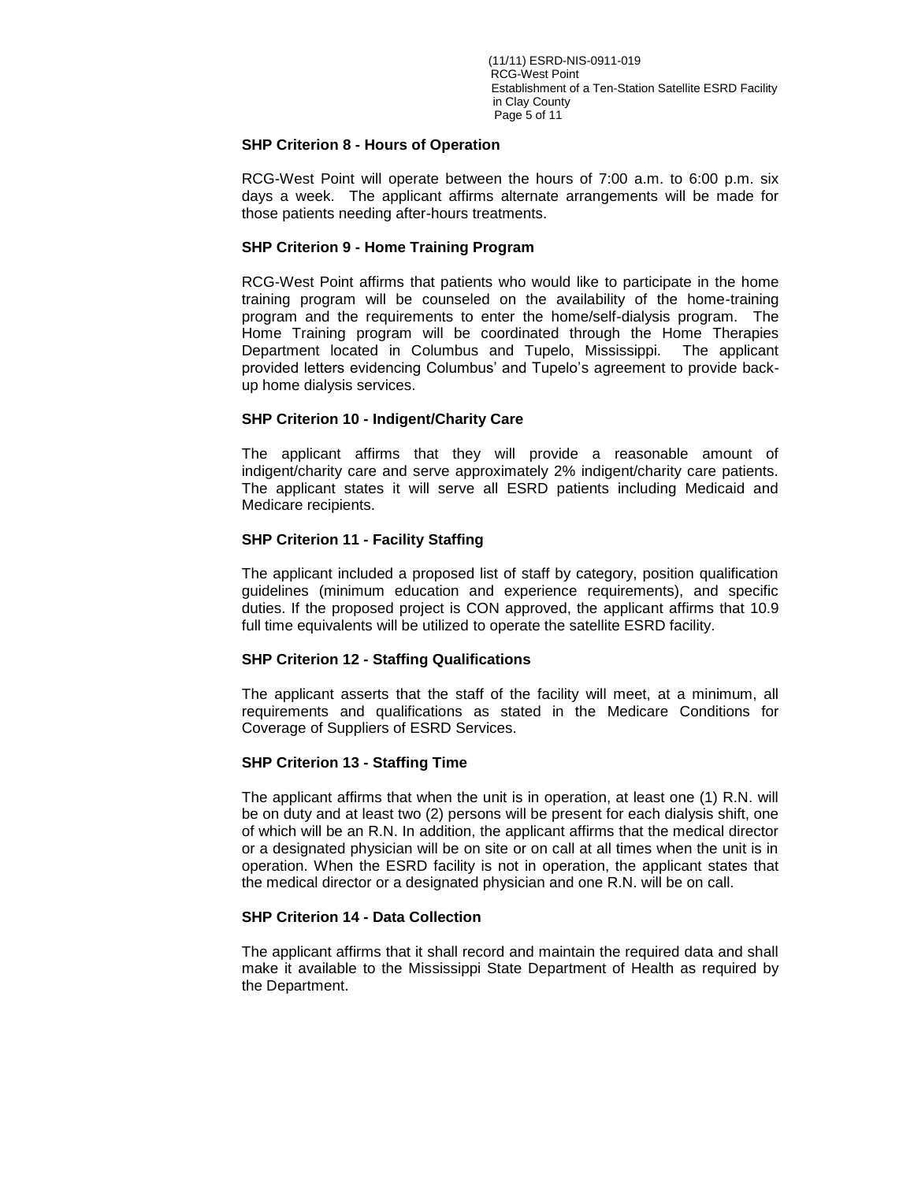### SHP Criterion 8 - Hours of Operation

RCG-West Point will operate between the hours of 7:00 a.m. to 6:00 p.m. six days a week. The applicant affirms alternate arrangements will be made for those patients needing after-hours treatments.

### SHP Criterion 9 - Home Training Program

RCG-West Point affirms that patients who would like to participate in the home training program will be counseled on the availability of the home-training program and the requirements to enter the home/self-dialysis program. The Home Training program will be coordinated through the Home Therapies Department located in Columbus and Tupelo, Mississippi. The applicant provided letters evidencing Columbus' and Tupelo's agreement to provide back-up home dialysis services.

### SHP Criterion 10 - Indigent/Charity Care

The applicant affirms that they will provide a reasonable amount of indigent/charity care and serve approximately 2% indigent/charity care patients. The applicant states it will serve all ESRD patients including Medicaid and Medicare recipients.

### SHP Criterion 11 - Facility Staffing

The applicant included a proposed list of staff by category, position qualification guidelines (minimum education and experience requirements), and specific duties. If the proposed project is CON approved, the applicant affirms that 10.9 full time equivalents will be utilized to operate the satellite ESRD facility.

### SHP Criterion 12 - Staffing Qualifications

The applicant asserts that the staff of the facility will meet, at a minimum, all requirements and qualifications as stated in the Medicare Conditions for Coverage of Suppliers of ESRD Services.

### SHP Criterion 13 - Staffing Time

The applicant affirms that when the unit is in operation, at least one (1) R.N. will be on duty and at least two (2) persons will be present for each dialysis shift, one of which will be an R.N. In addition, the applicant affirms that the medical director or a designated physician will be on site or on call at all times when the unit is in operation. When the ESRD facility is not in operation, the applicant states that the medical director or a designated physician and one R.N. will be on call.

### SHP Criterion 14 - Data Collection

The applicant affirms that it shall record and maintain the required data and shall make it available to the Mississippi State Department of Health as required by the Department.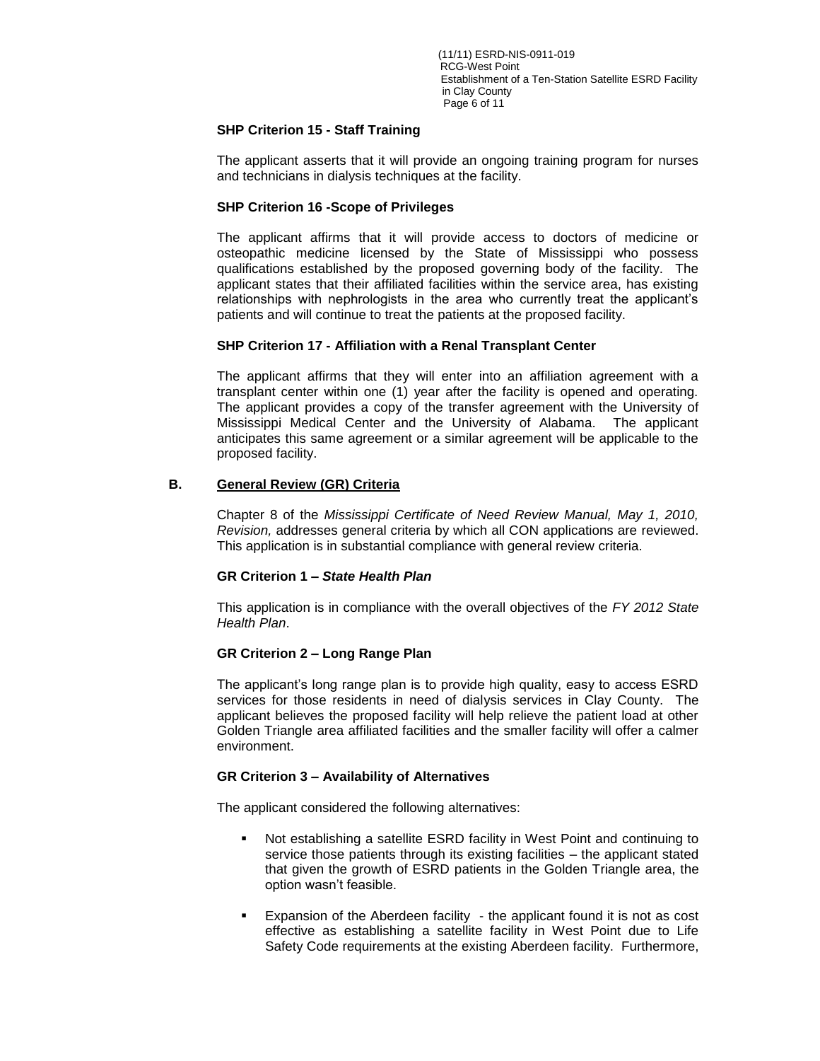#### SHP Criterion 15 - Staff Training

The applicant asserts that it will provide an ongoing training program for nurses and technicians in dialysis techniques at the facility.

#### SHP Criterion 16 -Scope of Privileges

The applicant affirms that it will provide access to doctors of medicine or osteopathic medicine licensed by the State of Mississippi who possess qualifications established by the proposed governing body of the facility. The applicant states that their affiliated facilities within the service area, has existing relationships with nephrologists in the area who currently treat the applicant's patients and will continue to treat the patients at the proposed facility.

#### SHP Criterion 17 - Affiliation with a Renal Transplant Center

The applicant affirms that they will enter into an affiliation agreement with a transplant center within one (1) year after the facility is opened and operating. The applicant provides a copy of the transfer agreement with the University of Mississippi Medical Center and the University of Alabama. The applicant anticipates this same agreement or a similar agreement will be applicable to the proposed facility.

### B. General Review (GR) Criteria

Chapter 8 of the *Mississippi Certificate of Need Review Manual, May 1, 2010, Revision,* addresses general criteria by which all CON applications are reviewed. This application is in substantial compliance with general review criteria.

#### GR Criterion 1 – *State Health Plan*

This application is in compliance with the overall objectives of the *FY 2012 State Health Plan*.

#### GR Criterion 2 – Long Range Plan

The applicant's long range plan is to provide high quality, easy to access ESRD services for those residents in need of dialysis services in Clay County. The applicant believes the proposed facility will help relieve the patient load at other Golden Triangle area affiliated facilities and the smaller facility will offer a calmer environment.

#### GR Criterion 3 – Availability of Alternatives

The applicant considered the following alternatives:

- Not establishing a satellite ESRD facility in West Point and continuing to service those patients through its existing facilities – the applicant stated that given the growth of ESRD patients in the Golden Triangle area, the option wasn't feasible.
- Expansion of the Aberdeen facility - the applicant found it is not as cost effective as establishing a satellite facility in West Point due to Life Safety Code requirements at the existing Aberdeen facility. Furthermore,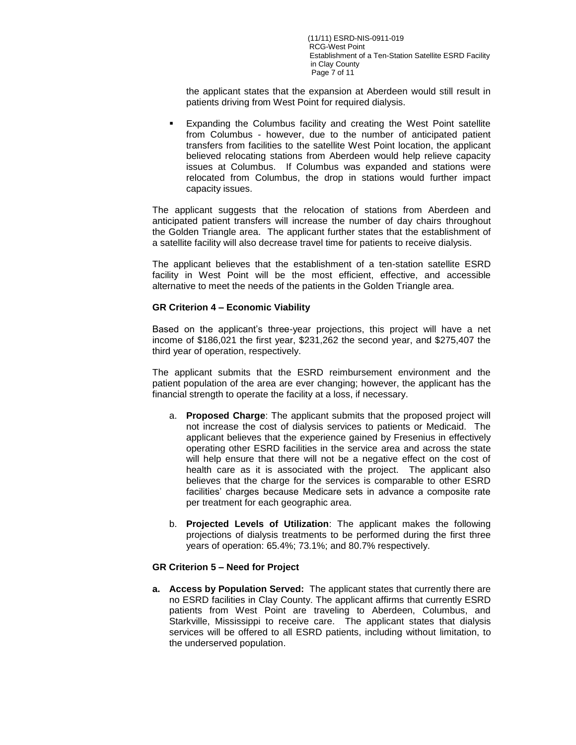the applicant states that the expansion at Aberdeen would still result in patients driving from West Point for required dialysis.

- Expanding the Columbus facility and creating the West Point satellite from Columbus - however, due to the number of anticipated patient transfers from facilities to the satellite West Point location, the applicant believed relocating stations from Aberdeen would help relieve capacity issues at Columbus. If Columbus was expanded and stations were relocated from Columbus, the drop in stations would further impact capacity issues.

The applicant suggests that the relocation of stations from Aberdeen and anticipated patient transfers will increase the number of day chairs throughout the Golden Triangle area. The applicant further states that the establishment of a satellite facility will also decrease travel time for patients to receive dialysis.

The applicant believes that the establishment of a ten-station satellite ESRD facility in West Point will be the most efficient, effective, and accessible alternative to meet the needs of the patients in the Golden Triangle area.

**GR Criterion 4 – Economic Viability**

Based on the applicant's three-year projections, this project will have a net income of $186,021 the first year, $231,262 the second year, and $275,407 the third year of operation, respectively.

The applicant submits that the ESRD reimbursement environment and the patient population of the area are ever changing; however, the applicant has the financial strength to operate the facility at a loss, if necessary.

a. **Proposed Charge**: The applicant submits that the proposed project will not increase the cost of dialysis services to patients or Medicaid. The applicant believes that the experience gained by Fresenius in effectively operating other ESRD facilities in the service area and across the state will help ensure that there will not be a negative effect on the cost of health care as it is associated with the project. The applicant also believes that the charge for the services is comparable to other ESRD facilities' charges because Medicare sets in advance a composite rate per treatment for each geographic area.

b. **Projected Levels of Utilization**: The applicant makes the following projections of dialysis treatments to be performed during the first three years of operation: 65.4%; 73.1%; and 80.7% respectively.

**GR Criterion 5 – Need for Project**

**a. Access by Population Served:** The applicant states that currently there are no ESRD facilities in Clay County. The applicant affirms that currently ESRD patients from West Point are traveling to Aberdeen, Columbus, and Starkville, Mississippi to receive care. The applicant states that dialysis services will be offered to all ESRD patients, including without limitation, to the underserved population.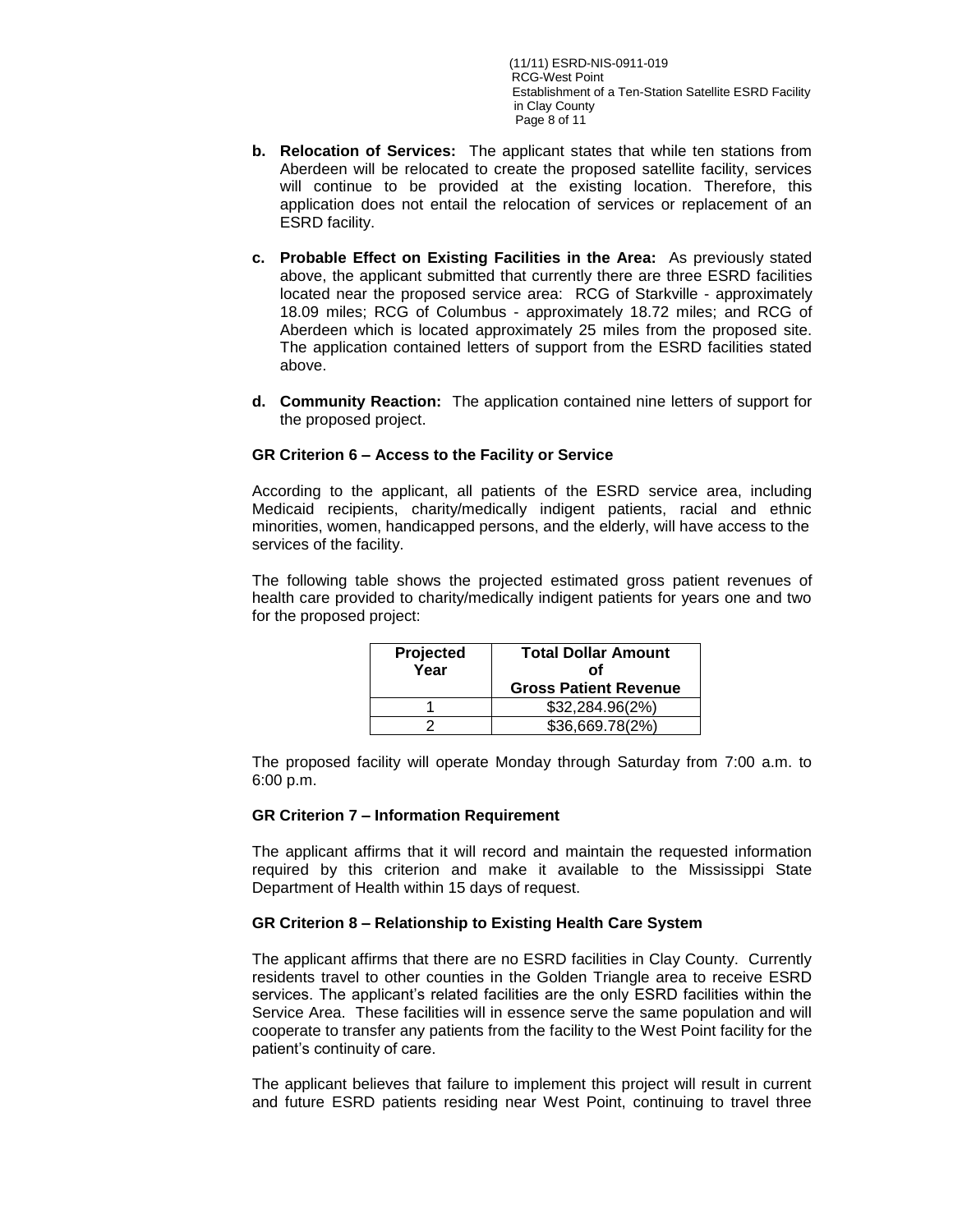**b. Relocation of Services:** The applicant states that while ten stations from Aberdeen will be relocated to create the proposed satellite facility, services will continue to be provided at the existing location. Therefore, this application does not entail the relocation of services or replacement of an ESRD facility.

**c. Probable Effect on Existing Facilities in the Area:** As previously stated above, the applicant submitted that currently there are three ESRD facilities located near the proposed service area: RCG of Starkville - approximately 18.09 miles; RCG of Columbus - approximately 18.72 miles; and RCG of Aberdeen which is located approximately 25 miles from the proposed site. The application contained letters of support from the ESRD facilities stated above.

**d. Community Reaction:** The application contained nine letters of support for the proposed project.

**GR Criterion 6 – Access to the Facility or Service**

According to the applicant, all patients of the ESRD service area, including Medicaid recipients, charity/medically indigent patients, racial and ethnic minorities, women, handicapped persons, and the elderly, will have access to the services of the facility.

The following table shows the projected estimated gross patient revenues of health care provided to charity/medically indigent patients for years one and two for the proposed project:

| Projected Year | Total Dollar Amount of Gross Patient Revenue |
|---|---|
| 1 | $32,284.96(2%) |
| 2 | $36,669.78(2%) |

The proposed facility will operate Monday through Saturday from 7:00 a.m. to 6:00 p.m.

**GR Criterion 7 – Information Requirement**

The applicant affirms that it will record and maintain the requested information required by this criterion and make it available to the Mississippi State Department of Health within 15 days of request.

**GR Criterion 8 – Relationship to Existing Health Care System**

The applicant affirms that there are no ESRD facilities in Clay County. Currently residents travel to other counties in the Golden Triangle area to receive ESRD services. The applicant's related facilities are the only ESRD facilities within the Service Area. These facilities will in essence serve the same population and will cooperate to transfer any patients from the facility to the West Point facility for the patient's continuity of care.

The applicant believes that failure to implement this project will result in current and future ESRD patients residing near West Point, continuing to travel three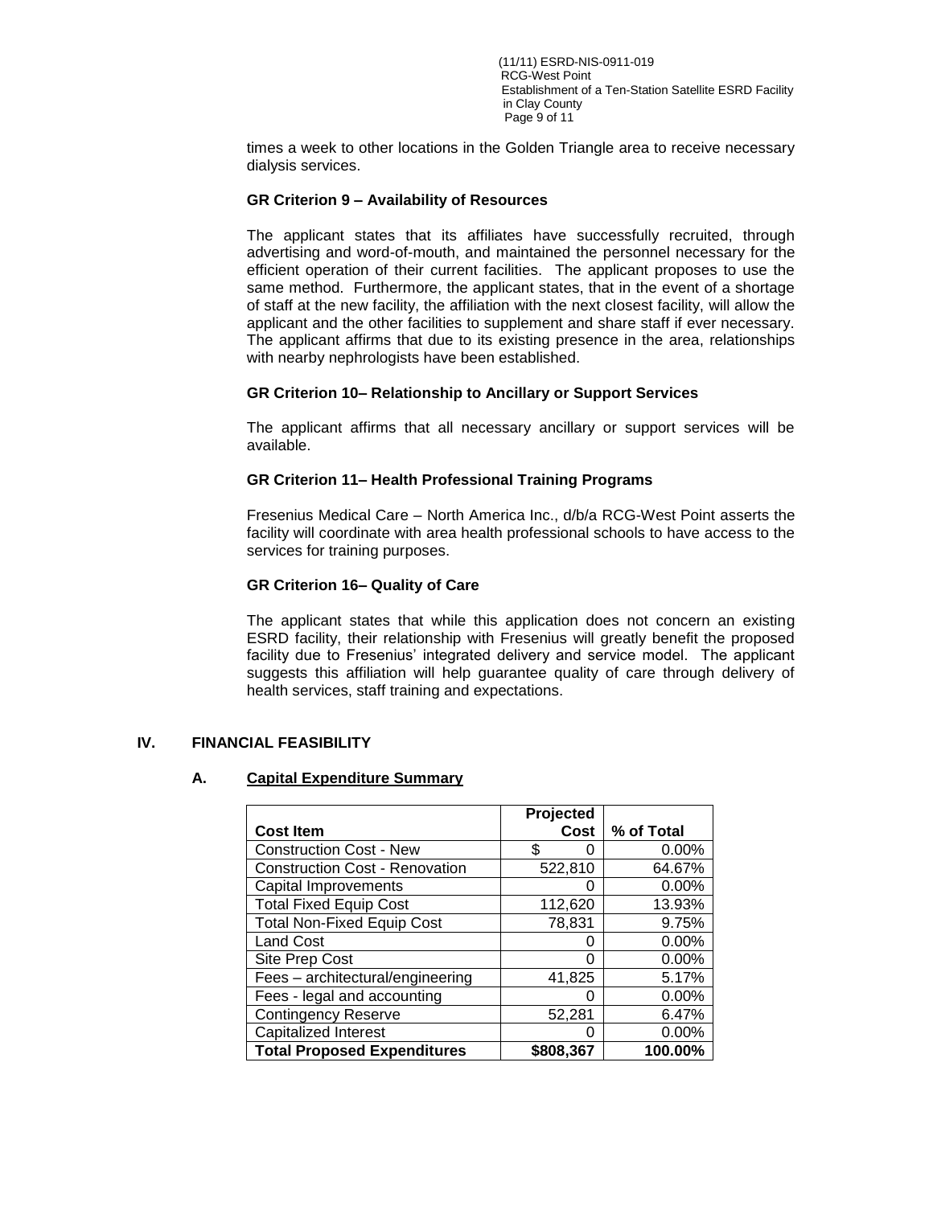times a week to other locations in the Golden Triangle area to receive necessary dialysis services.

### GR Criterion 9 – Availability of Resources

The applicant states that its affiliates have successfully recruited, through advertising and word-of-mouth, and maintained the personnel necessary for the efficient operation of their current facilities. The applicant proposes to use the same method. Furthermore, the applicant states, that in the event of a shortage of staff at the new facility, the affiliation with the next closest facility, will allow the applicant and the other facilities to supplement and share staff if ever necessary. The applicant affirms that due to its existing presence in the area, relationships with nearby nephrologists have been established.

### GR Criterion 10– Relationship to Ancillary or Support Services

The applicant affirms that all necessary ancillary or support services will be available.

### GR Criterion 11– Health Professional Training Programs

Fresenius Medical Care – North America Inc., d/b/a RCG-West Point asserts the facility will coordinate with area health professional schools to have access to the services for training purposes.

### GR Criterion 16– Quality of Care

The applicant states that while this application does not concern an existing ESRD facility, their relationship with Fresenius will greatly benefit the proposed facility due to Fresenius' integrated delivery and service model. The applicant suggests this affiliation will help guarantee quality of care through delivery of health services, staff training and expectations.

## IV. FINANCIAL FEASIBILITY

### A. Capital Expenditure Summary

| Cost Item | Projected Cost | % of Total |
|---|---|---|
| Construction Cost - New | $ 0 | 0.00% |
| Construction Cost - Renovation | 522,810 | 64.67% |
| Capital Improvements | 0 | 0.00% |
| Total Fixed Equip Cost | 112,620 | 13.93% |
| Total Non-Fixed Equip Cost | 78,831 | 9.75% |
| Land Cost | 0 | 0.00% |
| Site Prep Cost | 0 | 0.00% |
| Fees – architectural/engineering | 41,825 | 5.17% |
| Fees - legal and accounting | 0 | 0.00% |
| Contingency Reserve | 52,281 | 6.47% |
| Capitalized Interest | 0 | 0.00% |
| **Total Proposed Expenditures** | **$808,367** | **100.00%** |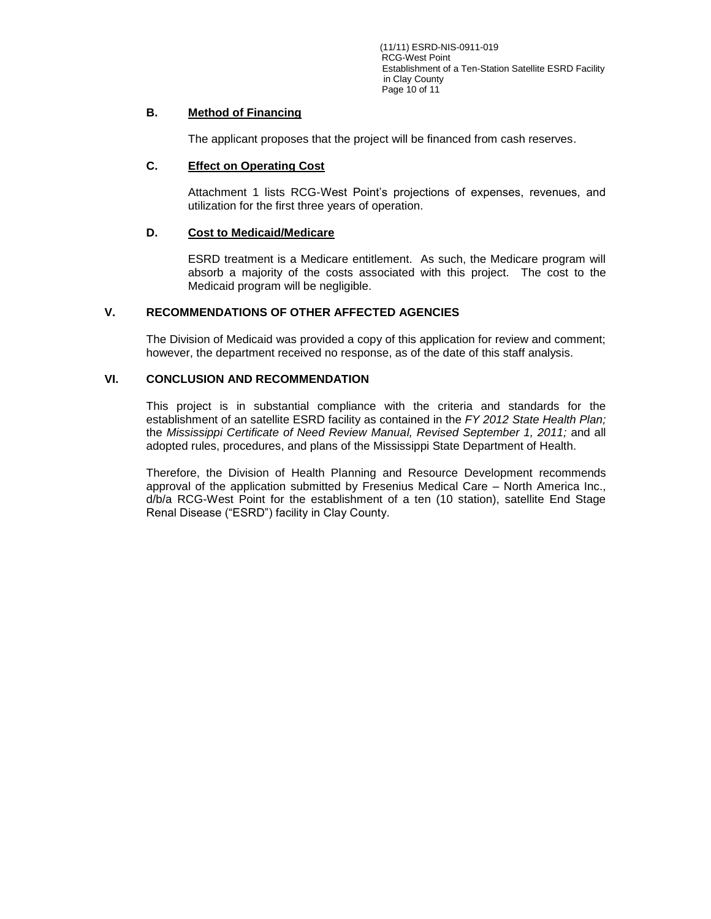### B. Method of Financing

The applicant proposes that the project will be financed from cash reserves.

### C. Effect on Operating Cost

Attachment 1 lists RCG-West Point's projections of expenses, revenues, and utilization for the first three years of operation.

### D. Cost to Medicaid/Medicare

ESRD treatment is a Medicare entitlement. As such, the Medicare program will absorb a majority of the costs associated with this project. The cost to the Medicaid program will be negligible.

## V. RECOMMENDATIONS OF OTHER AFFECTED AGENCIES

The Division of Medicaid was provided a copy of this application for review and comment; however, the department received no response, as of the date of this staff analysis.

## VI. CONCLUSION AND RECOMMENDATION

This project is in substantial compliance with the criteria and standards for the establishment of an satellite ESRD facility as contained in the *FY 2012 State Health Plan;* the *Mississippi Certificate of Need Review Manual, Revised September 1, 2011;* and all adopted rules, procedures, and plans of the Mississippi State Department of Health.

Therefore, the Division of Health Planning and Resource Development recommends approval of the application submitted by Fresenius Medical Care – North America Inc., d/b/a RCG-West Point for the establishment of a ten (10 station), satellite End Stage Renal Disease ("ESRD") facility in Clay County.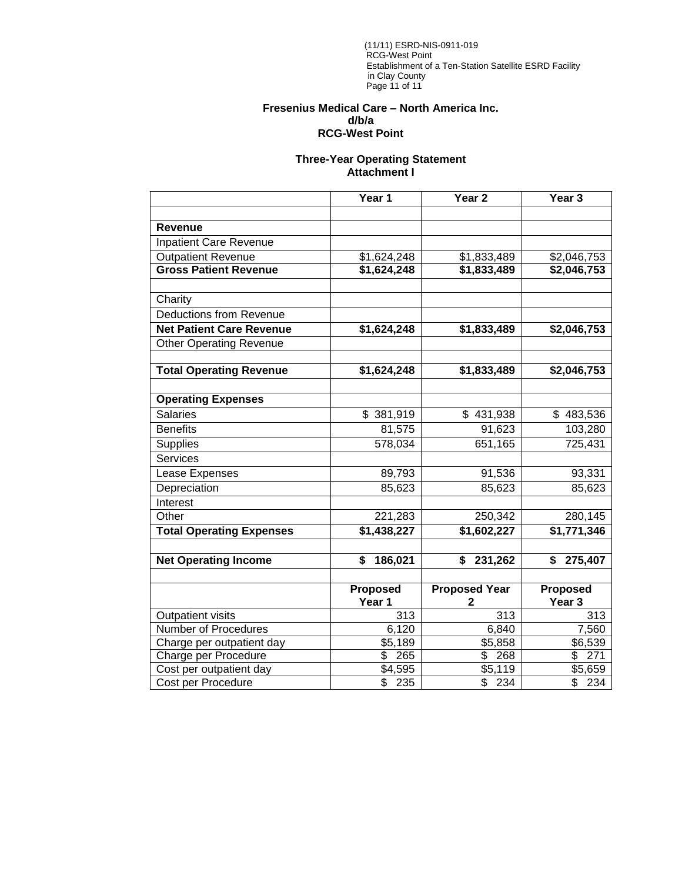**Fresenius Medical Care – North America Inc.**
**d/b/a**
**RCG-West Point**

**Three-Year Operating Statement**
**Attachment I**

| | Year 1 | Year 2 | Year 3 |
|---|---|---|---|
| | | | |
| **Revenue** | | | |
| Inpatient Care Revenue | | | |
| Outpatient Revenue | $1,624,248 | $1,833,489 | $2,046,753 |
| **Gross Patient Revenue** | **$1,624,248** | **$1,833,489** | **$2,046,753** |
| | | | |
| Charity | | | |
| Deductions from Revenue | | | |
| **Net Patient Care Revenue** | **$1,624,248** | **$1,833,489** | **$2,046,753** |
| Other Operating Revenue | | | |
| | | | |
| **Total Operating Revenue** | **$1,624,248** | **$1,833,489** | **$2,046,753** |
| | | | |
| **Operating Expenses** | | | |
| Salaries | $ 381,919 | $ 431,938 | $ 483,536 |
| Benefits | 81,575 | 91,623 | 103,280 |
| Supplies | 578,034 | 651,165 | 725,431 |
| Services | | | |
| Lease Expenses | 89,793 | 91,536 | 93,331 |
| Depreciation | 85,623 | 85,623 | 85,623 |
| Interest | | | |
| Other | 221,283 | 250,342 | 280,145 |
| **Total Operating Expenses** | **$1,438,227** | **$1,602,227** | **$1,771,346** |
| | | | |
| **Net Operating Income** | **$ 186,021** | **$ 231,262** | **$ 275,407** |
| | | | |
| | **Proposed Year 1** | **Proposed Year 2** | **Proposed Year 3** |
| Outpatient visits | 313 | 313 | 313 |
| Number of Procedures | 6,120 | 6,840 | 7,560 |
| Charge per outpatient day | $5,189 | $5,858 | $6,539 |
| Charge per Procedure | $ 265 | $ 268 | $ 271 |
| Cost per outpatient day | $4,595 | $5,119 | $5,659 |
| Cost per Procedure | $ 235 | $ 234 | $ 234 |